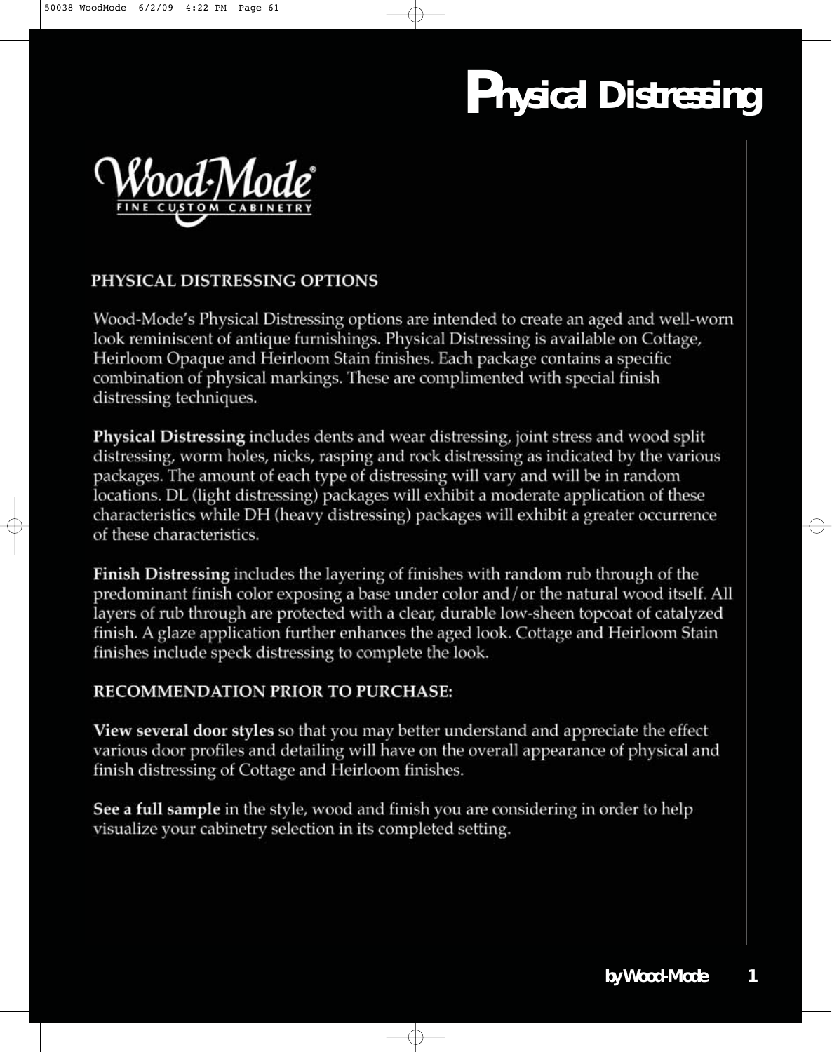# Physical Distressing

Wood-Mode® FINE CUSTOM CABINETRY

## PHYSICAL DISTRESSING OPTIONS

Wood-Mode's Physical Distressing options are intended to create an aged and well-worn look reminiscent of antique furnishings. Physical Distressing is available on Cottage, Heirloom Opaque and Heirloom Stain finishes. Each package contains a specific combination of physical markings. These are complimented with special finish distressing techniques.

**Physical Distressing** includes dents and wear distressing, joint stress and wood split distressing, worm holes, nicks, rasping and rock distressing as indicated by the various packages. The amount of each type of distressing will vary and will be in random locations. DL (light distressing) packages will exhibit a moderate application of these characteristics while DH (heavy distressing) packages will exhibit a greater occurrence of these characteristics.

**Finish Distressing** includes the layering of finishes with random rub through of the predominant finish color exposing a base under color and/or the natural wood itself. All layers of rub through are protected with a clear, durable low-sheen topcoat of catalyzed finish. A glaze application further enhances the aged look. Cottage and Heirloom Stain finishes include speck distressing to complete the look.

## RECOMMENDATION PRIOR TO PURCHASE:

**View several door styles** so that you may better understand and appreciate the effect various door profiles and detailing will have on the overall appearance of physical and finish distressing of Cottage and Heirloom finishes.

**See a full sample** in the style, wood and finish you are considering in order to help visualize your cabinetry selection in its completed setting.

by Wood-Mode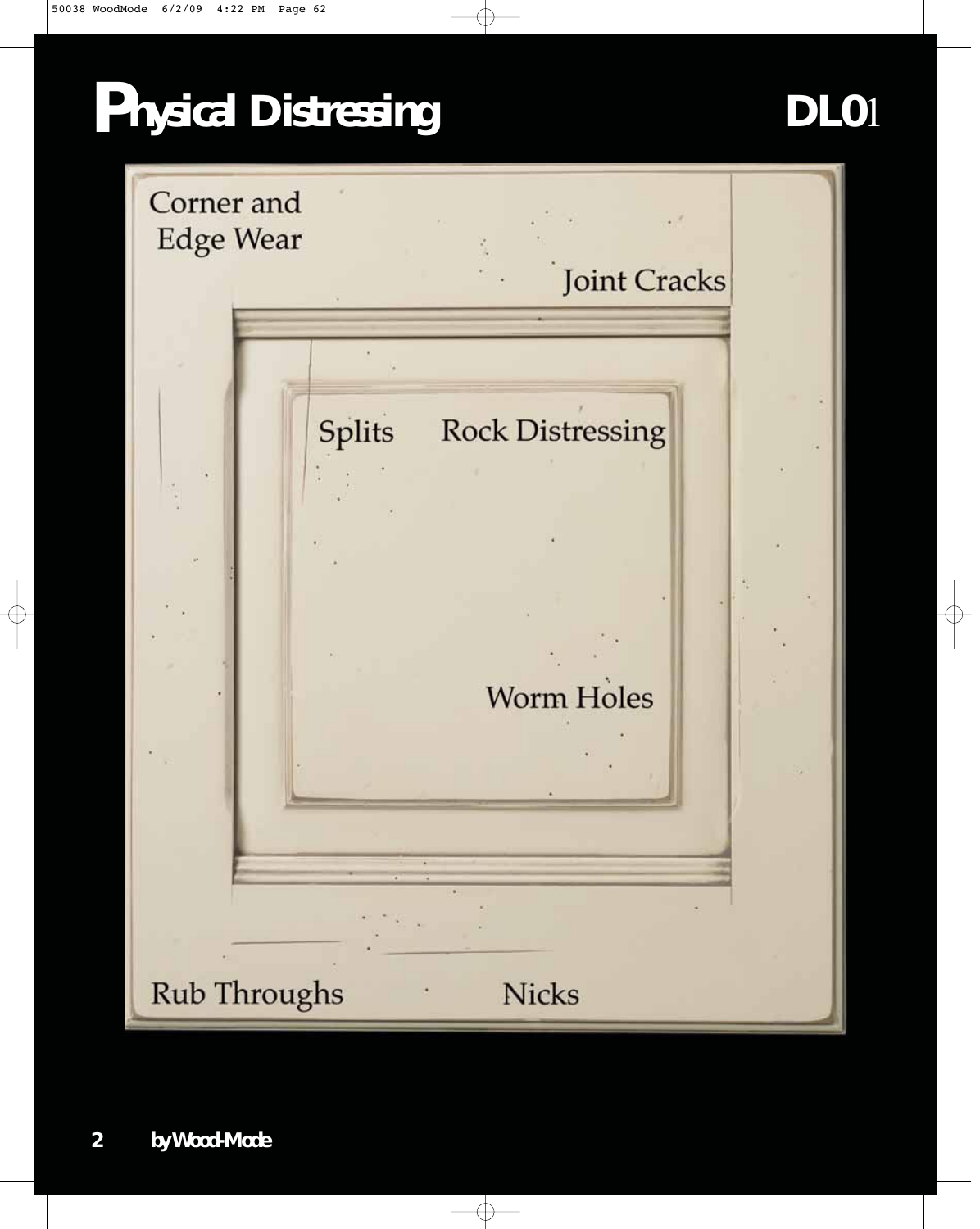# Physical Distressing DL01

Corner and Edge Wear

Joint Cracks

Splits

Rock Distressing

Worm Holes

Rub Throughs

Nicks

by Wood-Mode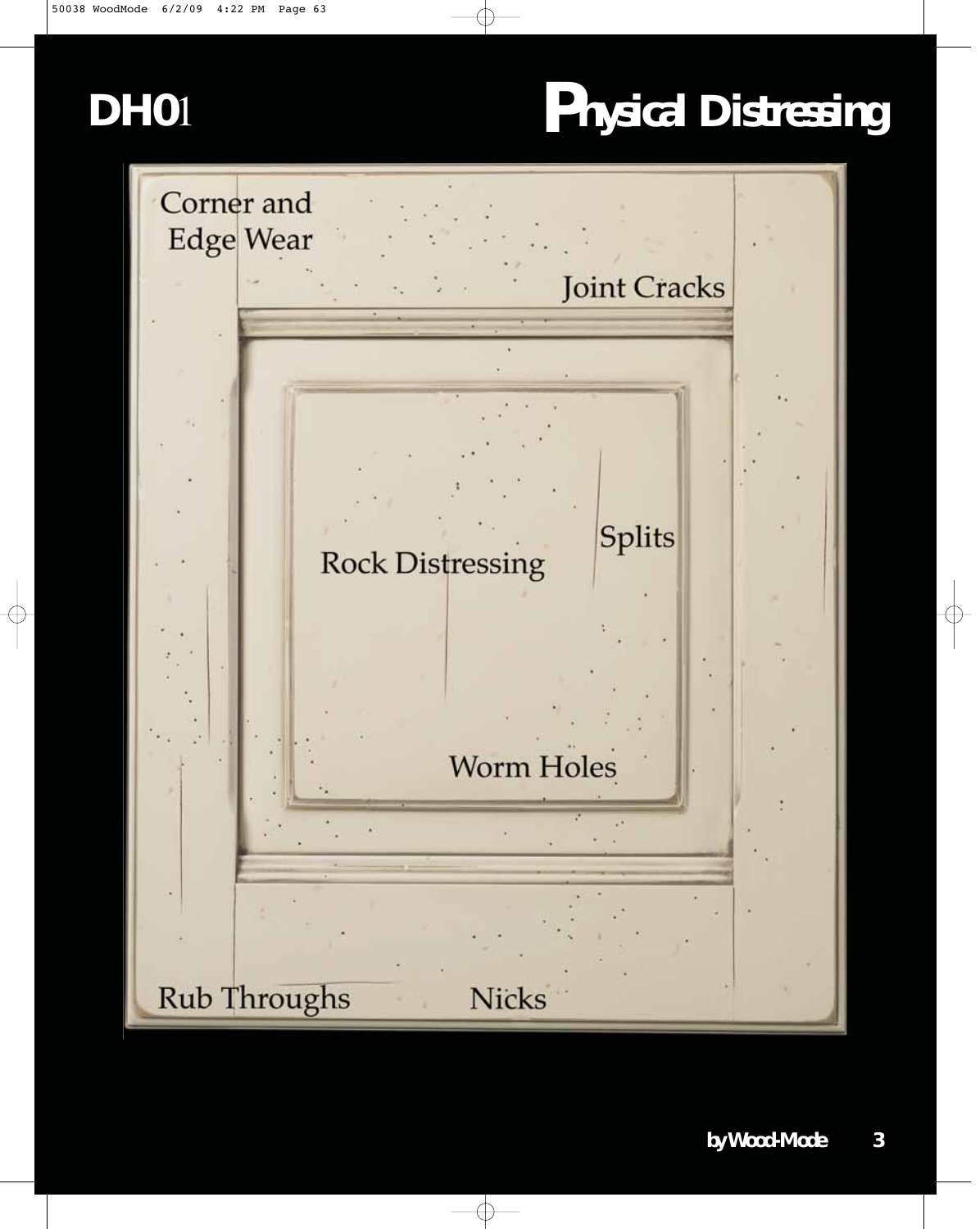# DH01

# Physical Distressing

Corner and Edge Wear

Joint Cracks

Splits

Rock Distressing

Worm Holes

Rub Throughs

Nicks

by Wood-Mode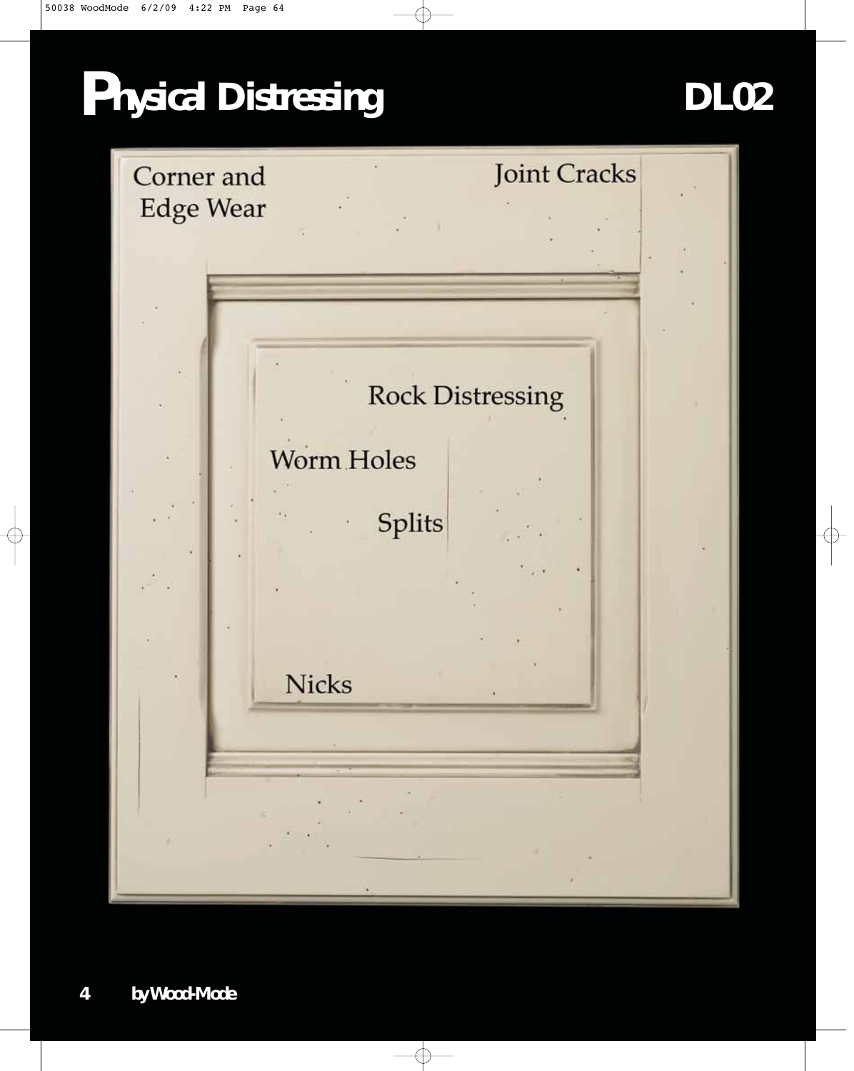# Physical Distressing DL02

Corner and Edge Wear

Joint Cracks

Rock Distressing

Worm Holes

Splits

Nicks

by Wood-Mode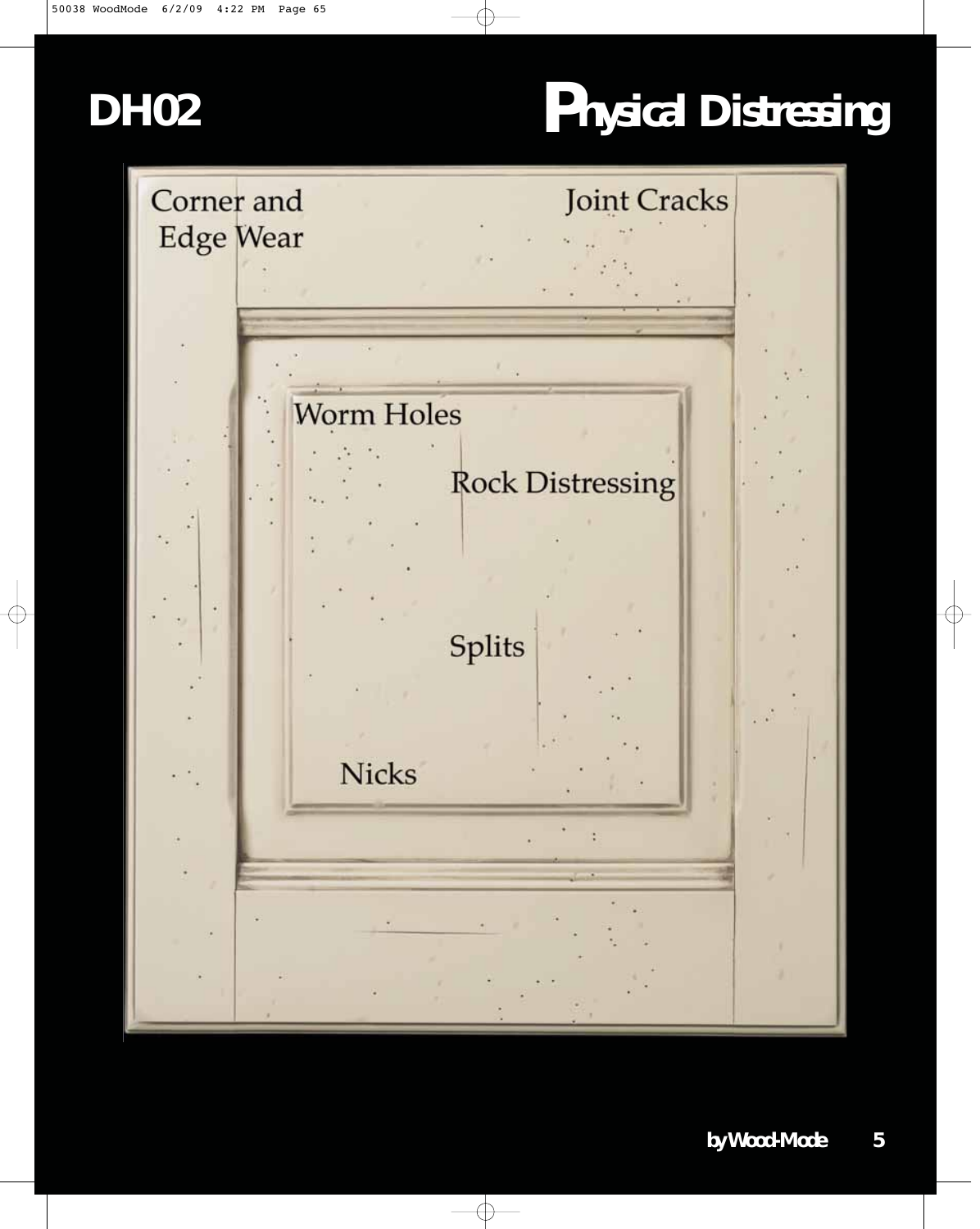# DH02

# Physical Distressing

Corner and Edge Wear

Joint Cracks

Worm Holes

Rock Distressing

Splits

Nicks

by Wood-Mode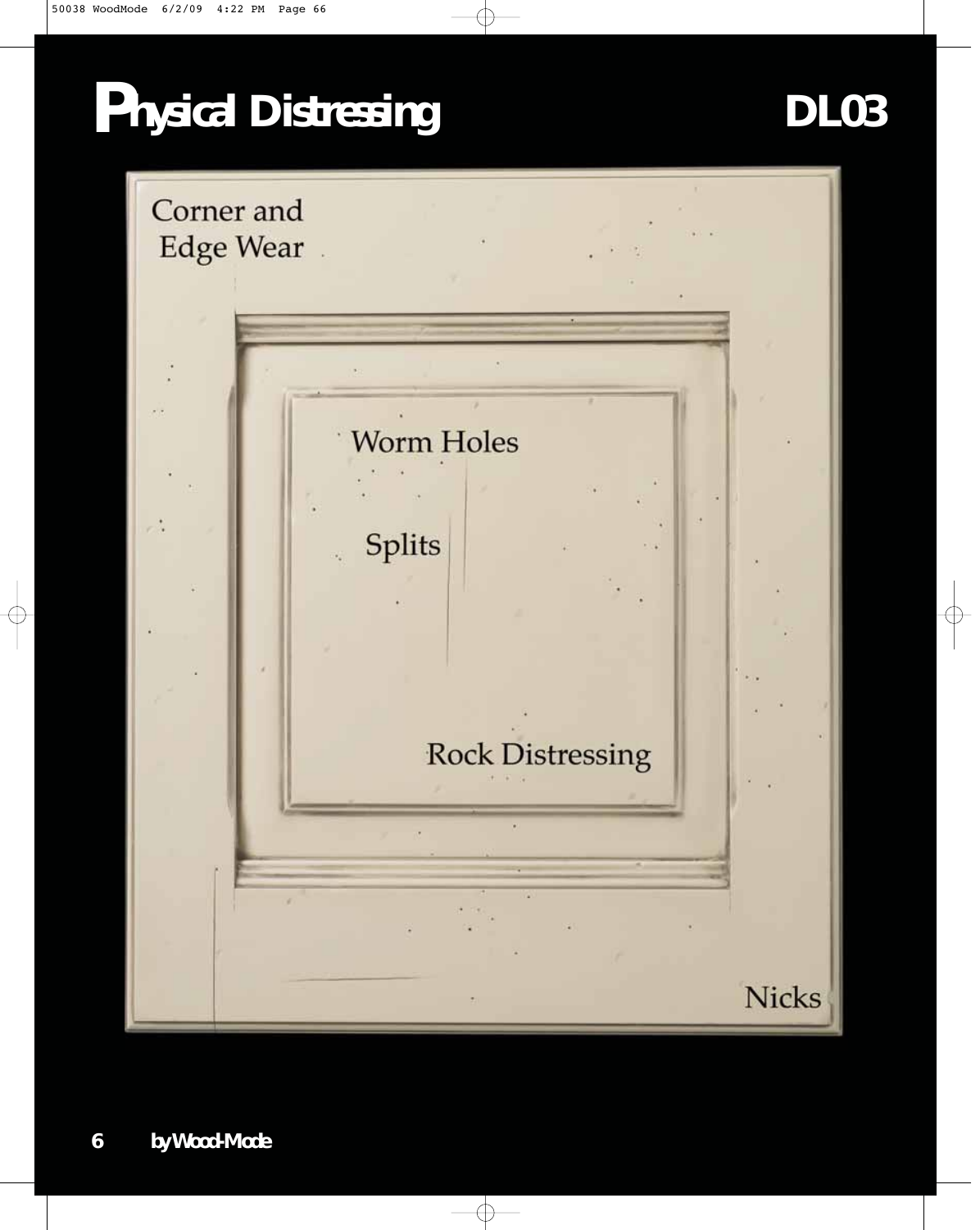# Physical Distressing DL03

Corner and Edge Wear

Worm Holes

Splits

Rock Distressing

Nicks

by Wood-Mode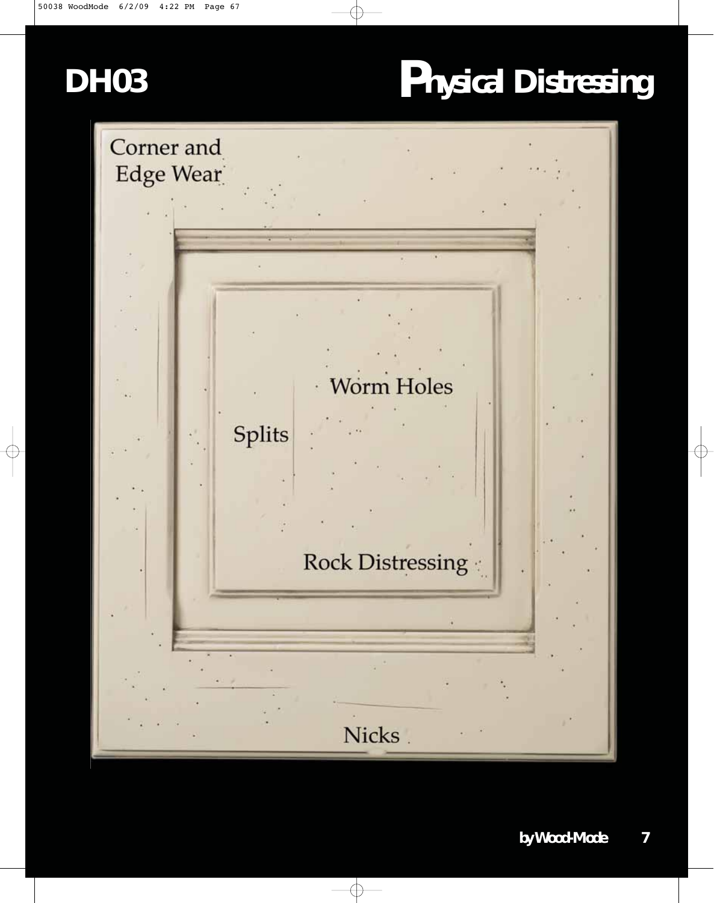# DH03

# Physical Distressing

Corner and Edge Wear

Worm Holes

Splits

Rock Distressing

Nicks

by Wood-Mode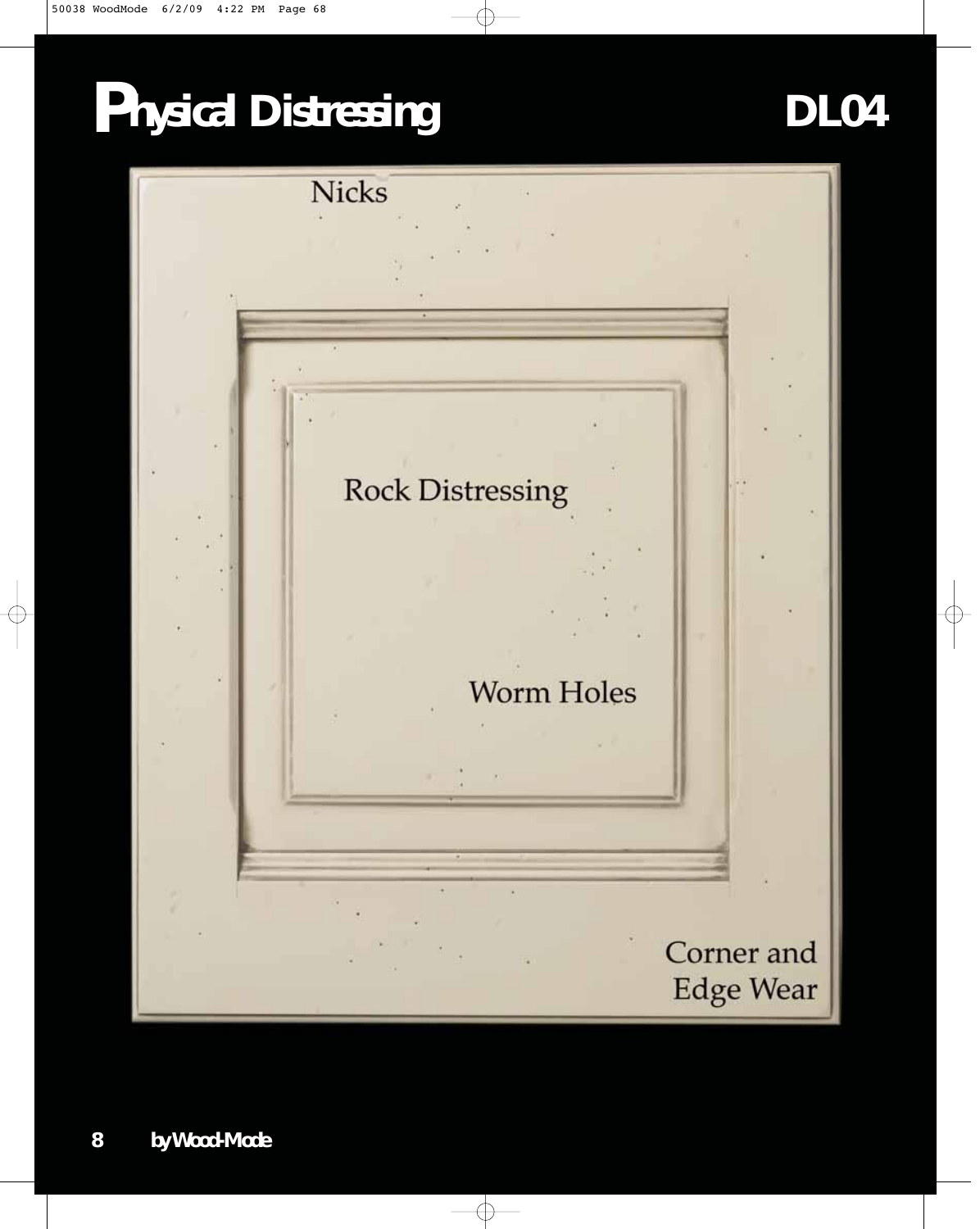# Physical Distressing DL04

Nicks

Rock Distressing

Worm Holes

Corner and Edge Wear

by Wood-Mode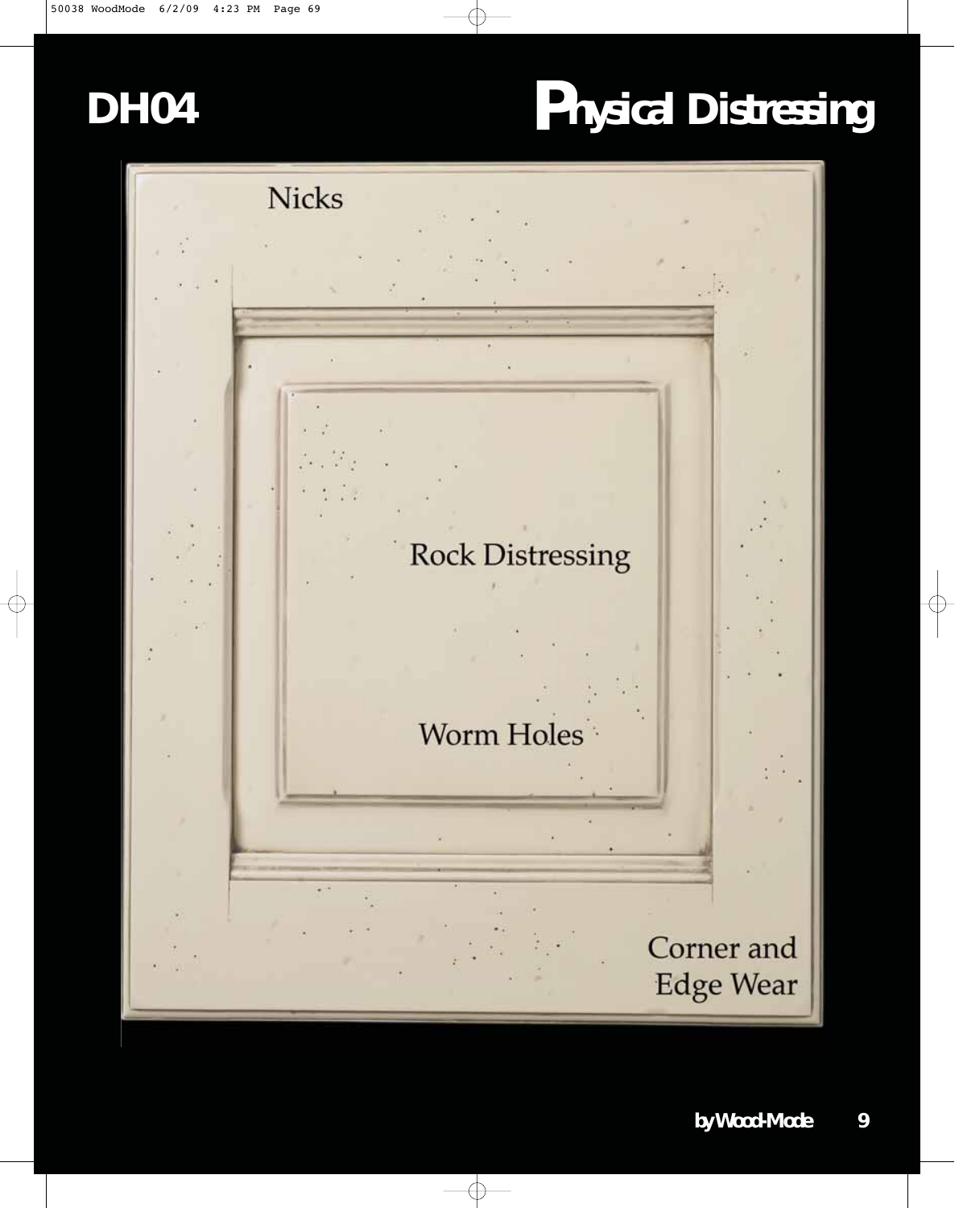# DH04 Physical Distressing

Nicks

Rock Distressing

Worm Holes

Corner and Edge Wear

by Wood-Mode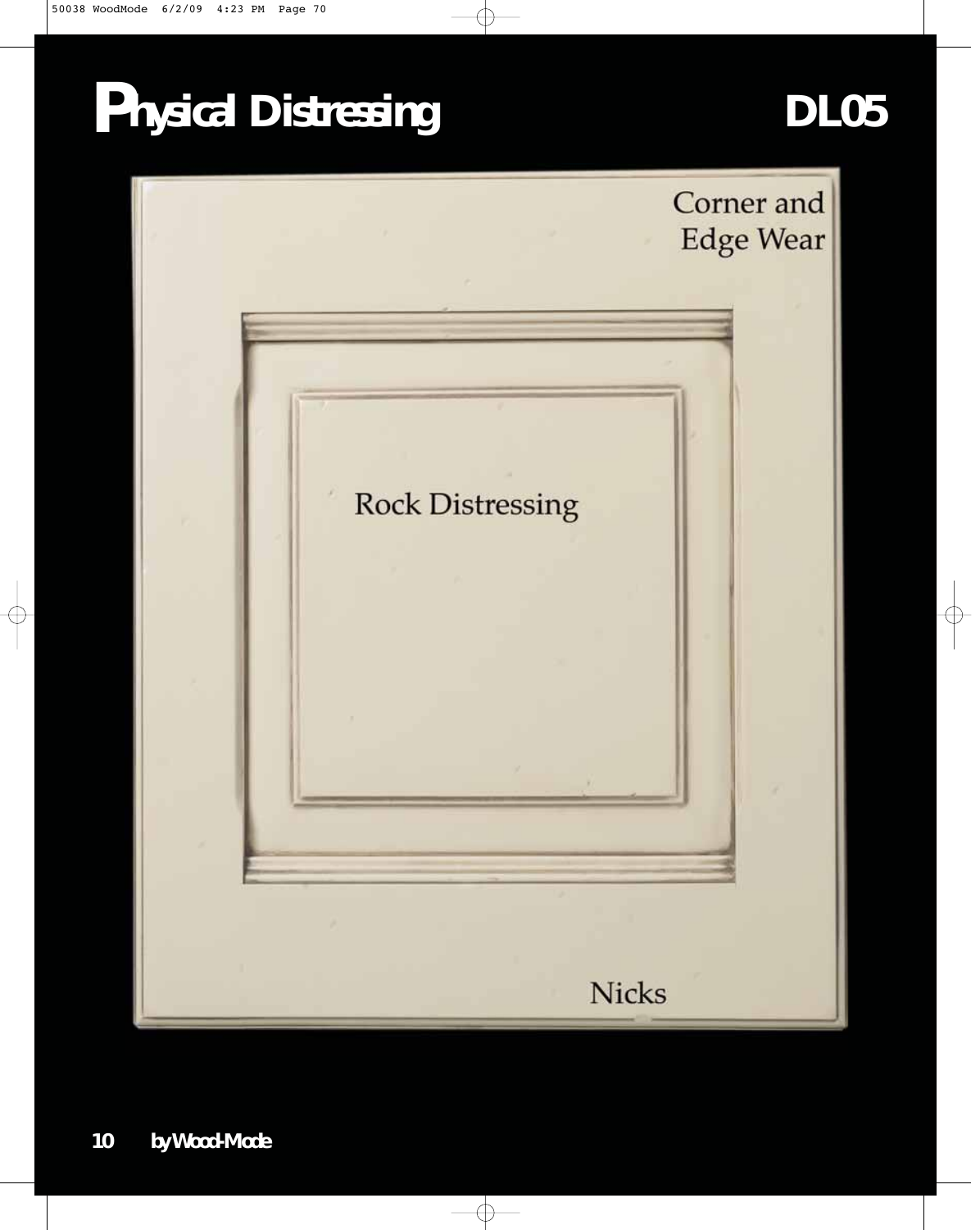# Physical Distressing DL05

Corner and Edge Wear

Rock Distressing

Nicks

by Wood-Mode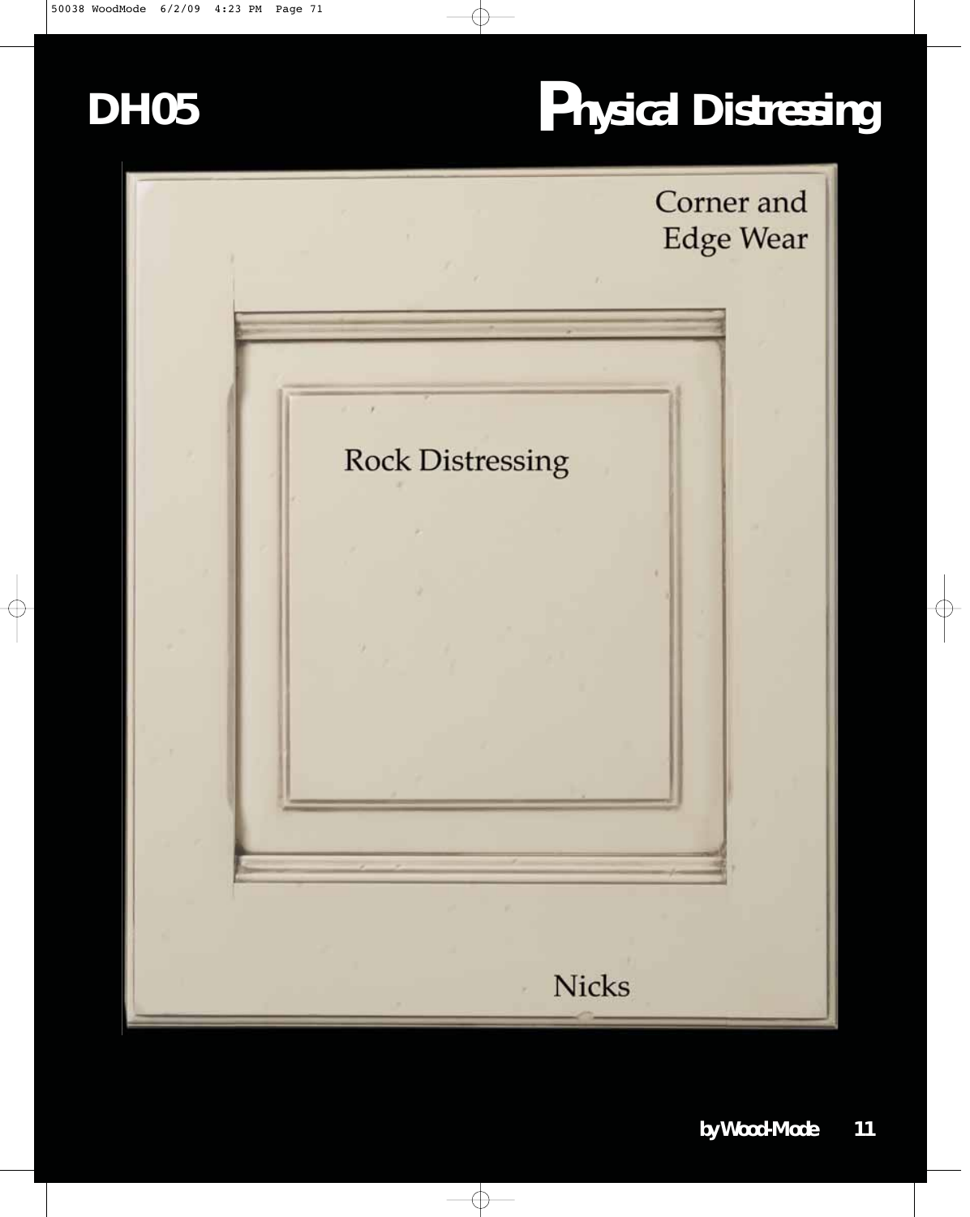# DH05

# Physical Distressing

Corner and Edge Wear

Rock Distressing

Nicks

by Wood-Mode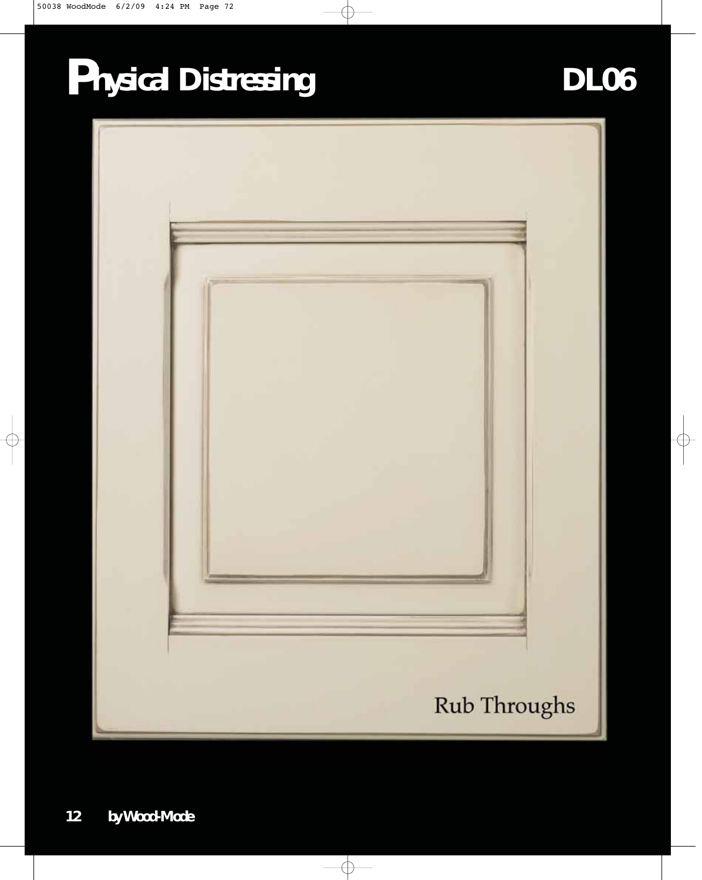# Physical Distressing DL06

Rub Throughs

by Wood-Mode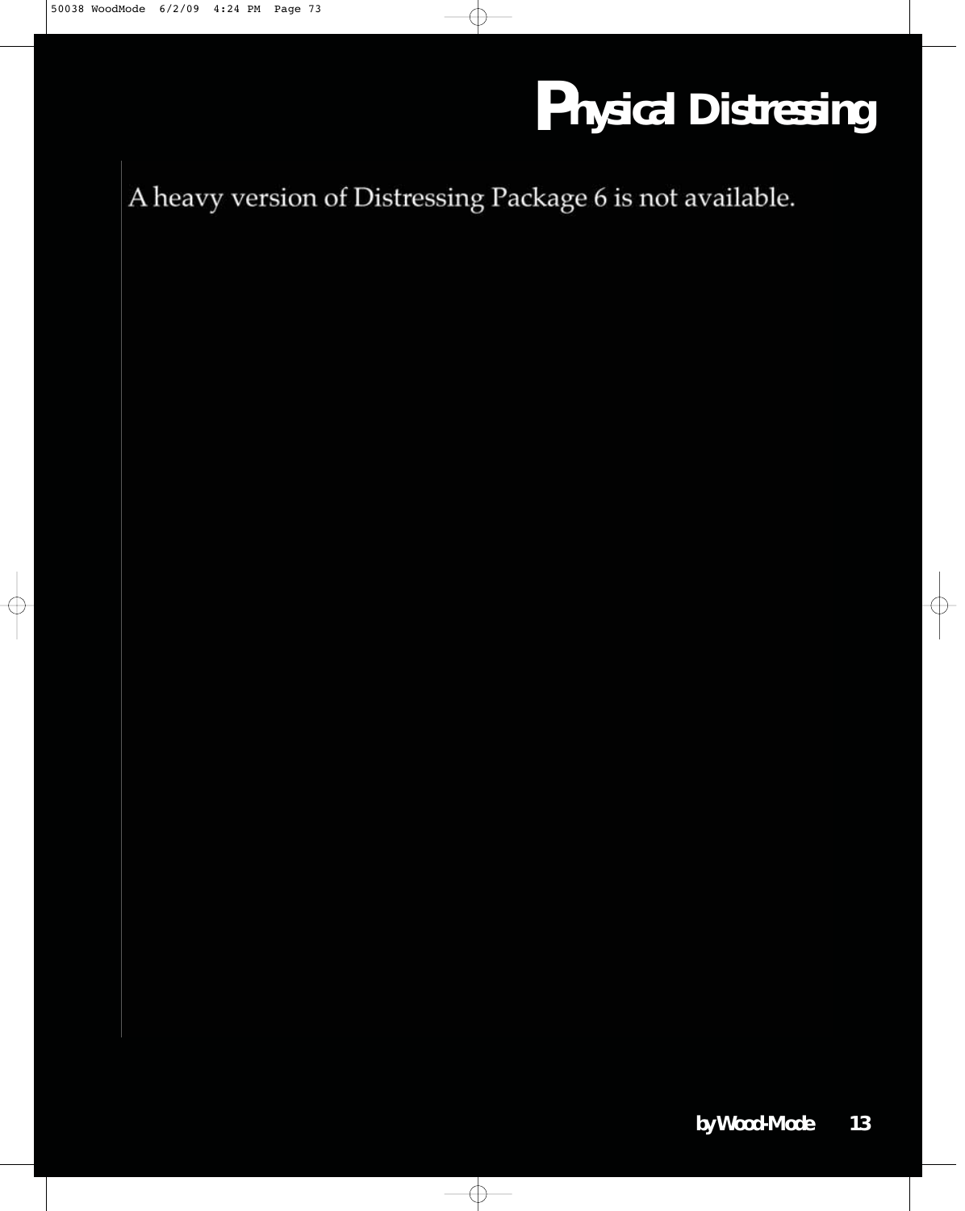# Physical Distressing

A heavy version of Distressing Package 6 is not available.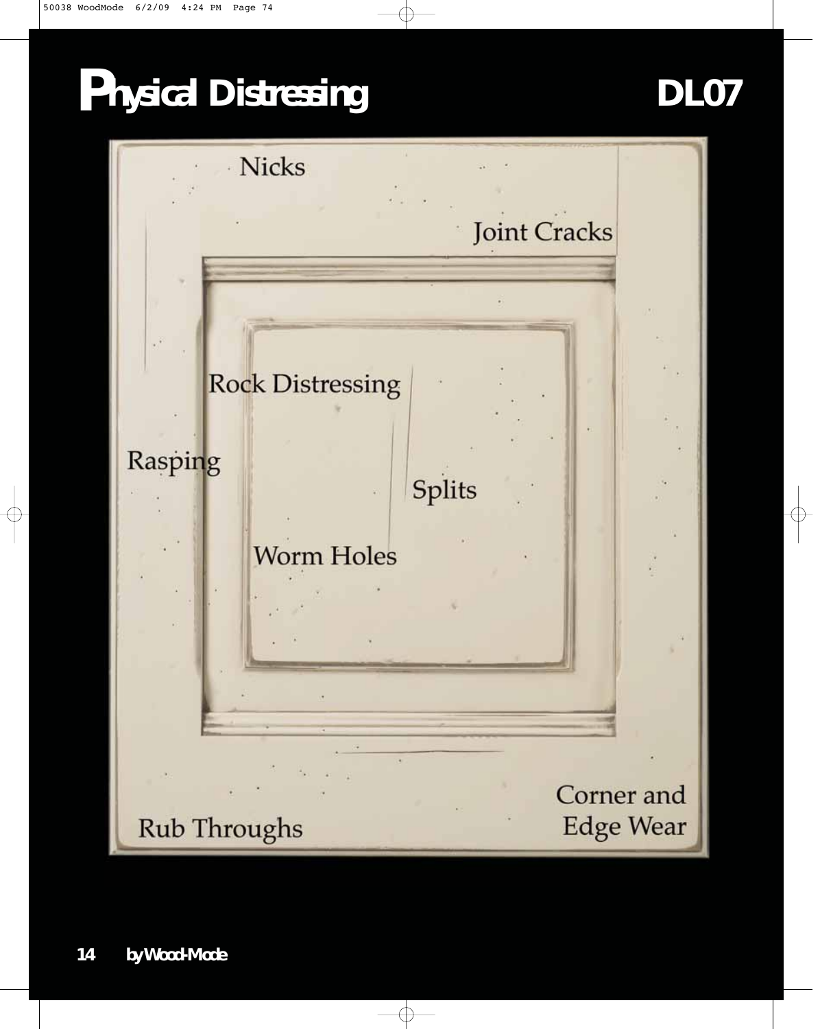# Physical Distressing

DL07

Nicks

Joint Cracks

Rock Distressing

Rasping

Splits

Worm Holes

Rub Throughs

Corner and Edge Wear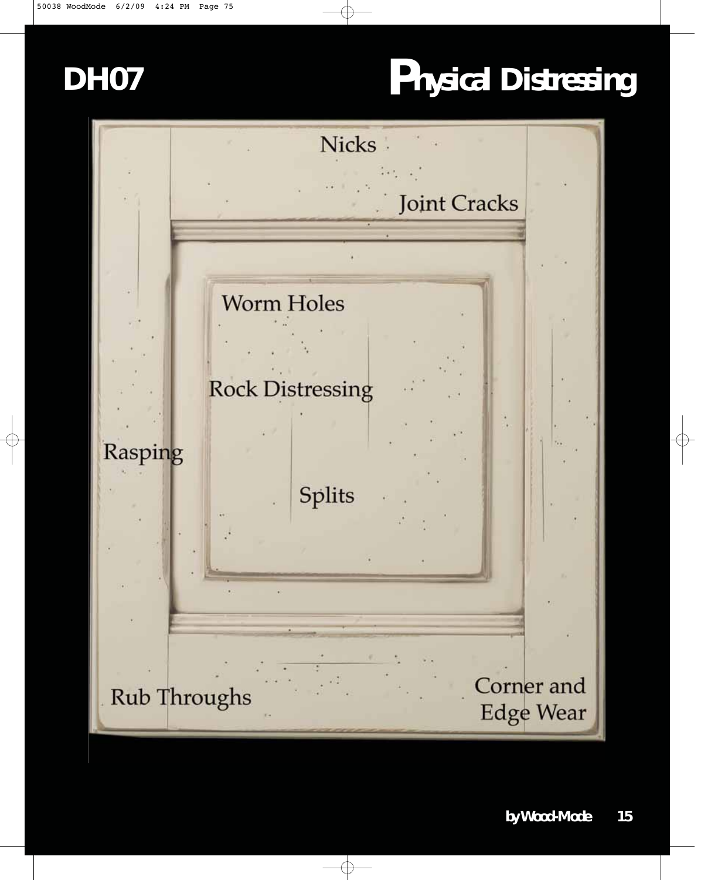# DH07 Physical Distressing

Nicks

Joint Cracks

Worm Holes

Rock Distressing

Rasping

Splits

Rub Throughs

Corner and Edge Wear

by Wood-Mode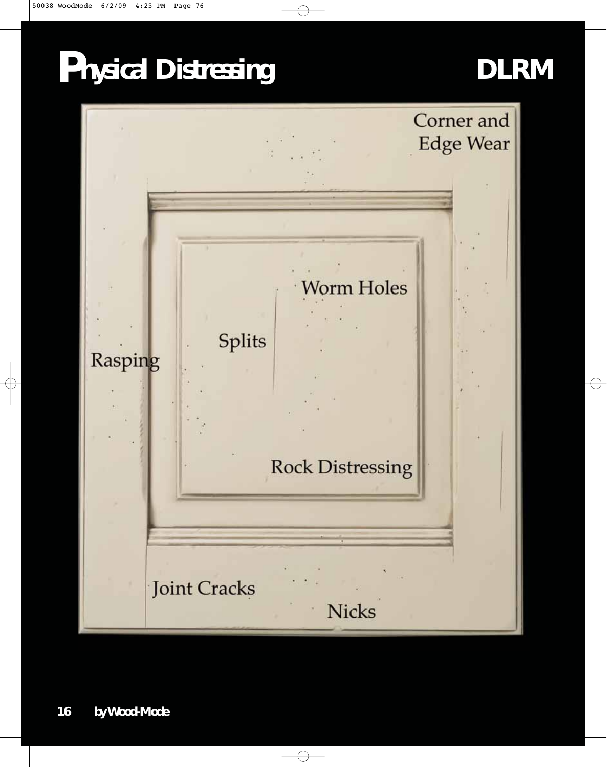# Physical Distressing

## DLRM

Corner and Edge Wear

Worm Holes

Splits

Rasping

Rock Distressing

Joint Cracks

Nicks

by Wood-Mode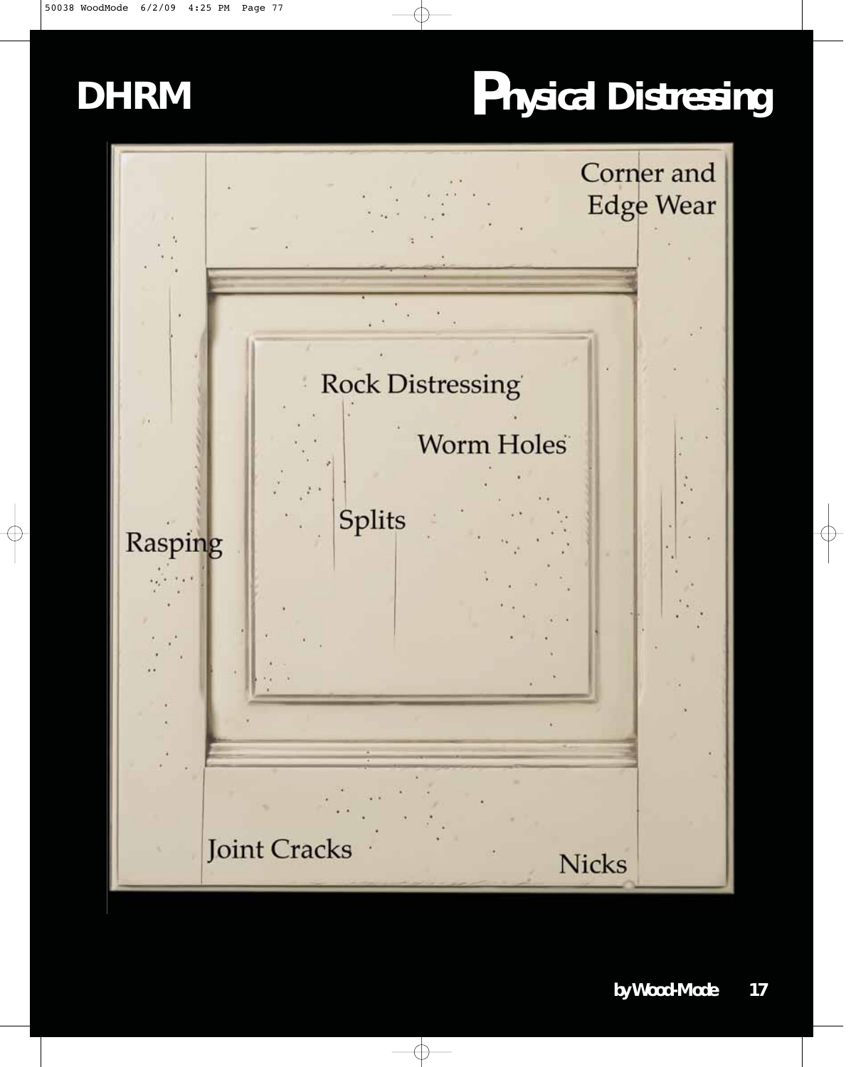# DHRM

# Physical Distressing

Corner and Edge Wear

Rock Distressing

Worm Holes

Splits

Rasping

Joint Cracks

Nicks

by Wood-Mode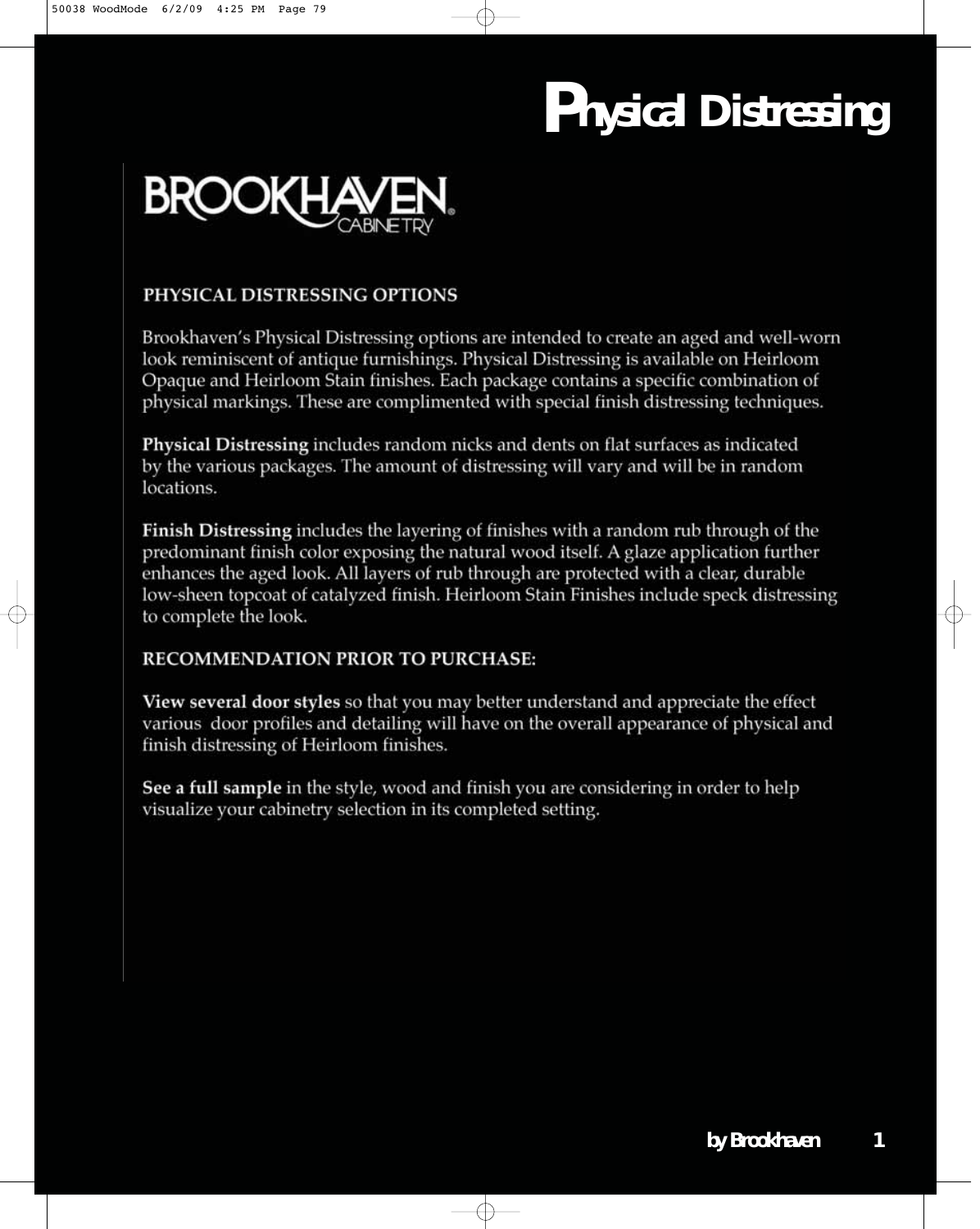# Physical Distressing

BROOKHAVEN CABINETRY

## PHYSICAL DISTRESSING OPTIONS

Brookhaven's Physical Distressing options are intended to create an aged and well-worn look reminiscent of antique furnishings. Physical Distressing is available on Heirloom Opaque and Heirloom Stain finishes. Each package contains a specific combination of physical markings. These are complimented with special finish distressing techniques.

**Physical Distressing** includes random nicks and dents on flat surfaces as indicated by the various packages. The amount of distressing will vary and will be in random locations.

**Finish Distressing** includes the layering of finishes with a random rub through of the predominant finish color exposing the natural wood itself. A glaze application further enhances the aged look. All layers of rub through are protected with a clear, durable low-sheen topcoat of catalyzed finish. Heirloom Stain Finishes include speck distressing to complete the look.

## RECOMMENDATION PRIOR TO PURCHASE:

**View several door styles** so that you may better understand and appreciate the effect various door profiles and detailing will have on the overall appearance of physical and finish distressing of Heirloom finishes.

**See a full sample** in the style, wood and finish you are considering in order to help visualize your cabinetry selection in its completed setting.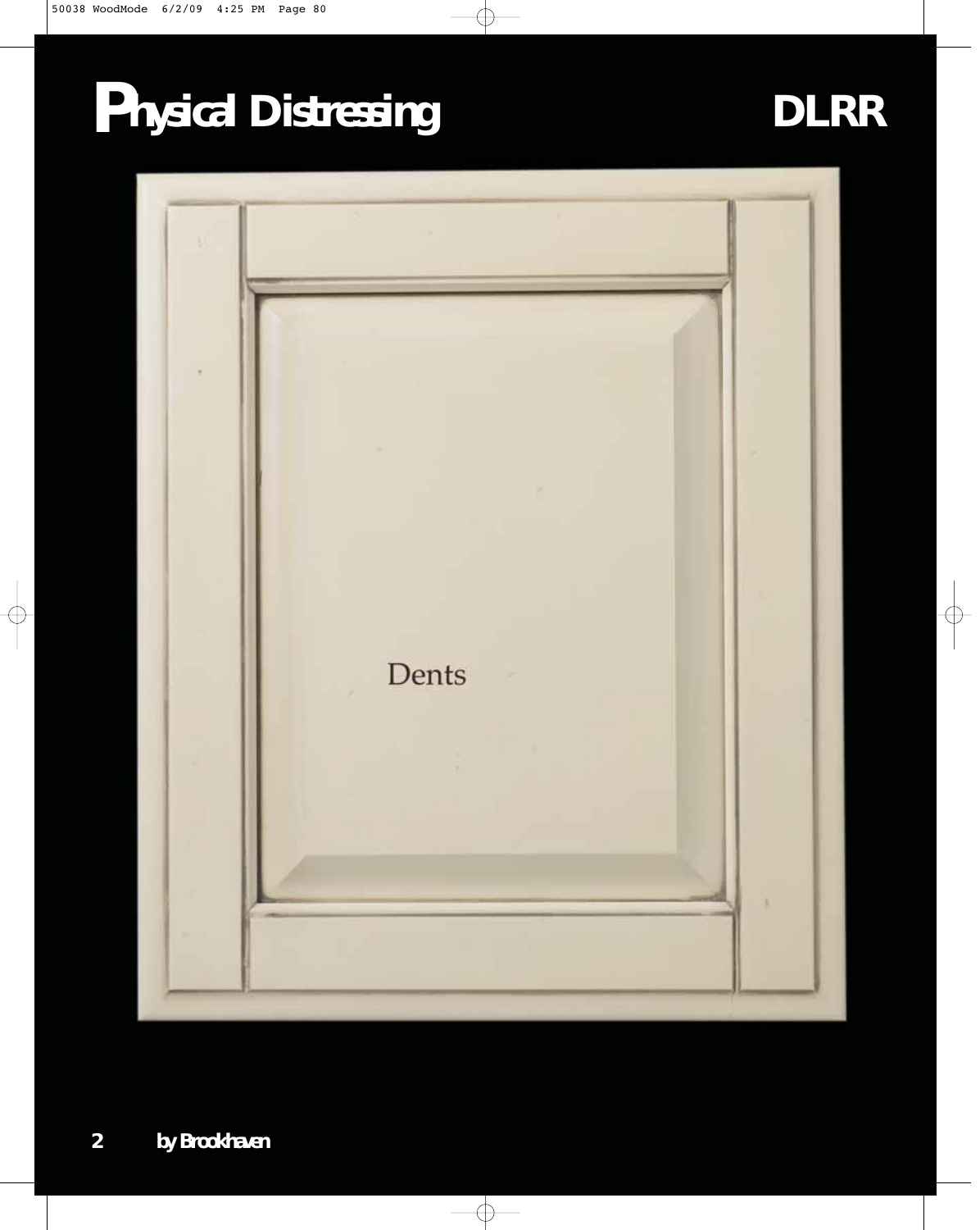# Physical Distressing

## DLRR

Dents

by Brookhaven